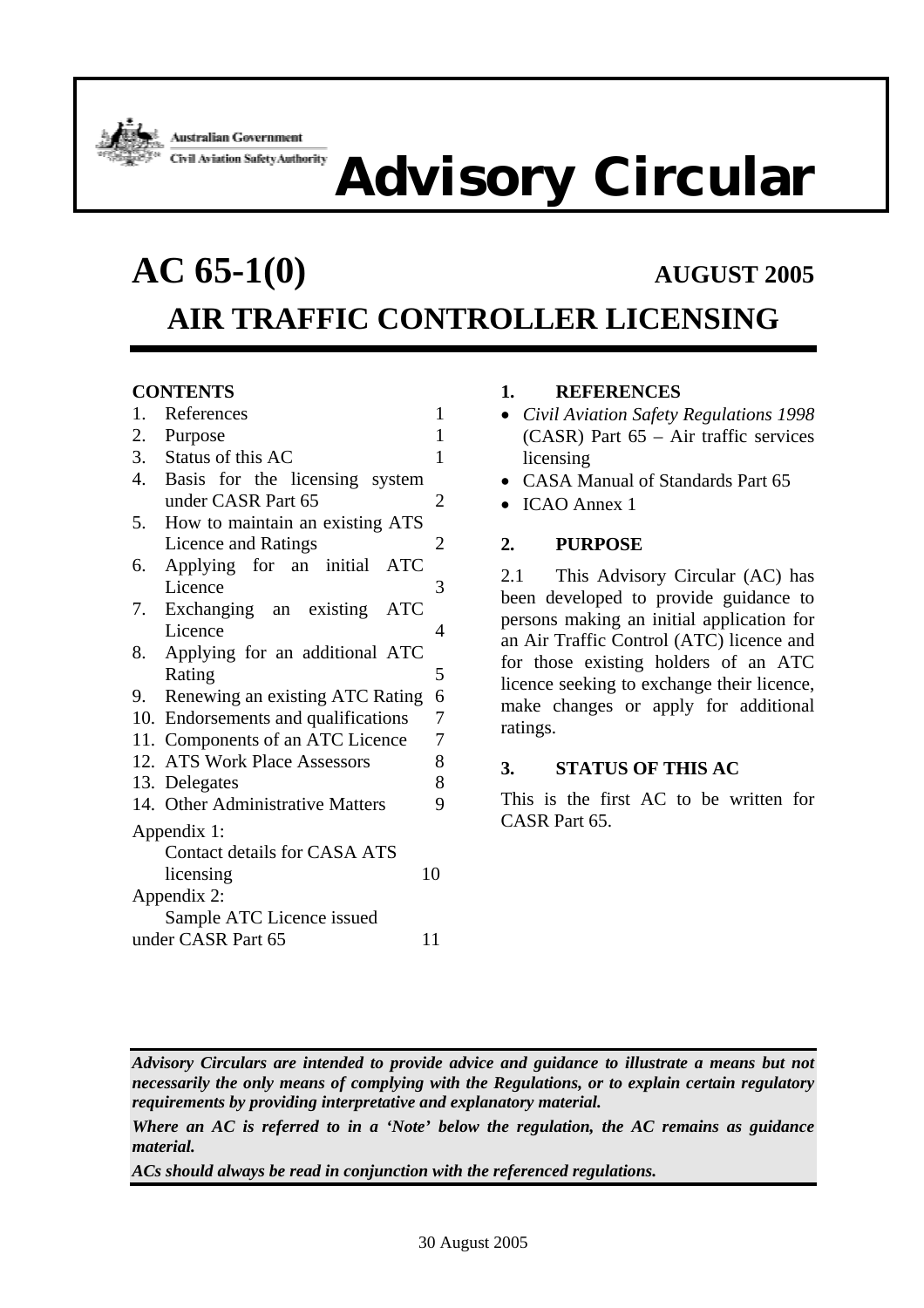Australian Government
Civil Aviation Safety Authority

# Advisory Circular

# AC 65-1(0) AUGUST 2005

# AIR TRAFFIC CONTROLLER LICENSING

**CONTENTS**

| | | |
|---|---|---|
| 1. | References | 1 |
| 2. | Purpose | 1 |
| 3. | Status of this AC | 1 |
| 4. | Basis for the licensing system under CASR Part 65 | 2 |
| 5. | How to maintain an existing ATS Licence and Ratings | 2 |
| 6. | Applying for an initial ATC Licence | 3 |
| 7. | Exchanging an existing ATC Licence | 4 |
| 8. | Applying for an additional ATC Rating | 5 |
| 9. | Renewing an existing ATC Rating | 6 |
| 10. | Endorsements and qualifications | 7 |
| 11. | Components of an ATC Licence | 7 |
| 12. | ATS Work Place Assessors | 8 |
| 13. | Delegates | 8 |
| 14. | Other Administrative Matters | 9 |
| Appendix 1: | Contact details for CASA ATS licensing | 10 |
| Appendix 2: | Sample ATC Licence issued under CASR Part 65 | 11 |

## 1. REFERENCES

- *Civil Aviation Safety Regulations 1998* (CASR) Part 65 – Air traffic services licensing
- CASA Manual of Standards Part 65
- ICAO Annex 1

## 2. PURPOSE

2.1 This Advisory Circular (AC) has been developed to provide guidance to persons making an initial application for an Air Traffic Control (ATC) licence and for those existing holders of an ATC licence seeking to exchange their licence, make changes or apply for additional ratings.

## 3. STATUS OF THIS AC

This is the first AC to be written for CASR Part 65.

***Advisory Circulars are intended to provide advice and guidance to illustrate a means but not necessarily the only means of complying with the Regulations, or to explain certain regulatory requirements by providing interpretative and explanatory material.***

***Where an AC is referred to in a 'Note' below the regulation, the AC remains as guidance material.***

***ACs should always be read in conjunction with the referenced regulations.***

30 August 2005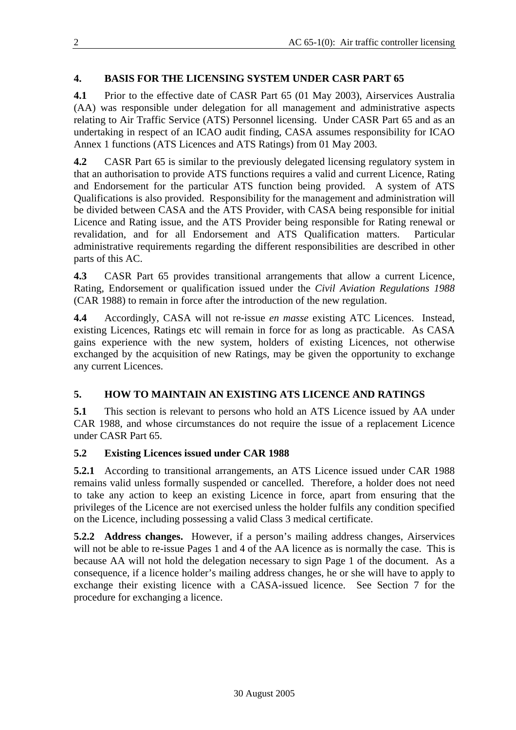## 4. BASIS FOR THE LICENSING SYSTEM UNDER CASR PART 65

**4.1** Prior to the effective date of CASR Part 65 (01 May 2003), Airservices Australia (AA) was responsible under delegation for all management and administrative aspects relating to Air Traffic Service (ATS) Personnel licensing. Under CASR Part 65 and as an undertaking in respect of an ICAO audit finding, CASA assumes responsibility for ICAO Annex 1 functions (ATS Licences and ATS Ratings) from 01 May 2003.

**4.2** CASR Part 65 is similar to the previously delegated licensing regulatory system in that an authorisation to provide ATS functions requires a valid and current Licence, Rating and Endorsement for the particular ATS function being provided. A system of ATS Qualifications is also provided. Responsibility for the management and administration will be divided between CASA and the ATS Provider, with CASA being responsible for initial Licence and Rating issue, and the ATS Provider being responsible for Rating renewal or revalidation, and for all Endorsement and ATS Qualification matters. Particular administrative requirements regarding the different responsibilities are described in other parts of this AC.

**4.3** CASR Part 65 provides transitional arrangements that allow a current Licence, Rating, Endorsement or qualification issued under the *Civil Aviation Regulations 1988* (CAR 1988) to remain in force after the introduction of the new regulation.

**4.4** Accordingly, CASA will not re-issue *en masse* existing ATC Licences. Instead, existing Licences, Ratings etc will remain in force for as long as practicable. As CASA gains experience with the new system, holders of existing Licences, not otherwise exchanged by the acquisition of new Ratings, may be given the opportunity to exchange any current Licences.

## 5. HOW TO MAINTAIN AN EXISTING ATS LICENCE AND RATINGS

**5.1** This section is relevant to persons who hold an ATS Licence issued by AA under CAR 1988, and whose circumstances do not require the issue of a replacement Licence under CASR Part 65.

### 5.2 Existing Licences issued under CAR 1988

**5.2.1** According to transitional arrangements, an ATS Licence issued under CAR 1988 remains valid unless formally suspended or cancelled. Therefore, a holder does not need to take any action to keep an existing Licence in force, apart from ensuring that the privileges of the Licence are not exercised unless the holder fulfils any condition specified on the Licence, including possessing a valid Class 3 medical certificate.

**5.2.2 Address changes.** However, if a person's mailing address changes, Airservices will not be able to re-issue Pages 1 and 4 of the AA licence as is normally the case. This is because AA will not hold the delegation necessary to sign Page 1 of the document. As a consequence, if a licence holder's mailing address changes, he or she will have to apply to exchange their existing licence with a CASA-issued licence. See Section 7 for the procedure for exchanging a licence.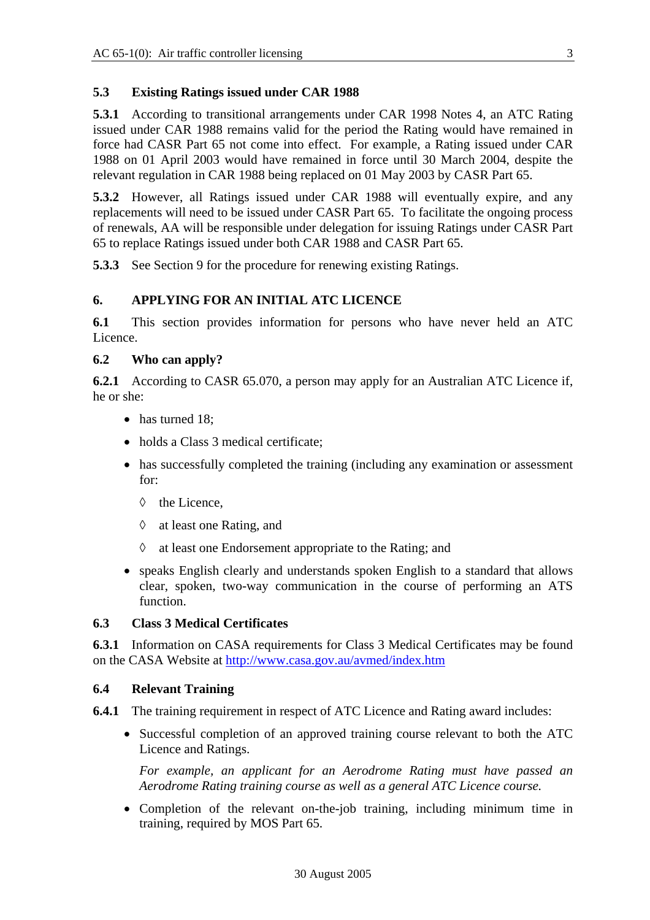### 5.3 Existing Ratings issued under CAR 1988

**5.3.1** According to transitional arrangements under CAR 1998 Notes 4, an ATC Rating issued under CAR 1988 remains valid for the period the Rating would have remained in force had CASR Part 65 not come into effect. For example, a Rating issued under CAR 1988 on 01 April 2003 would have remained in force until 30 March 2004, despite the relevant regulation in CAR 1988 being replaced on 01 May 2003 by CASR Part 65.

**5.3.2** However, all Ratings issued under CAR 1988 will eventually expire, and any replacements will need to be issued under CASR Part 65. To facilitate the ongoing process of renewals, AA will be responsible under delegation for issuing Ratings under CASR Part 65 to replace Ratings issued under both CAR 1988 and CASR Part 65.

**5.3.3** See Section 9 for the procedure for renewing existing Ratings.

## 6. APPLYING FOR AN INITIAL ATC LICENCE

**6.1** This section provides information for persons who have never held an ATC Licence.

### 6.2 Who can apply?

**6.2.1** According to CASR 65.070, a person may apply for an Australian ATC Licence if, he or she:

- has turned 18;
- holds a Class 3 medical certificate;
- has successfully completed the training (including any examination or assessment for:
  - ◊ the Licence,
  - ◊ at least one Rating, and
  - ◊ at least one Endorsement appropriate to the Rating; and
- speaks English clearly and understands spoken English to a standard that allows clear, spoken, two-way communication in the course of performing an ATS function.

### 6.3 Class 3 Medical Certificates

**6.3.1** Information on CASA requirements for Class 3 Medical Certificates may be found on the CASA Website at http://www.casa.gov.au/avmed/index.htm

### 6.4 Relevant Training

**6.4.1** The training requirement in respect of ATC Licence and Rating award includes:

- Successful completion of an approved training course relevant to both the ATC Licence and Ratings.

  *For example, an applicant for an Aerodrome Rating must have passed an Aerodrome Rating training course as well as a general ATC Licence course.*

- Completion of the relevant on-the-job training, including minimum time in training, required by MOS Part 65.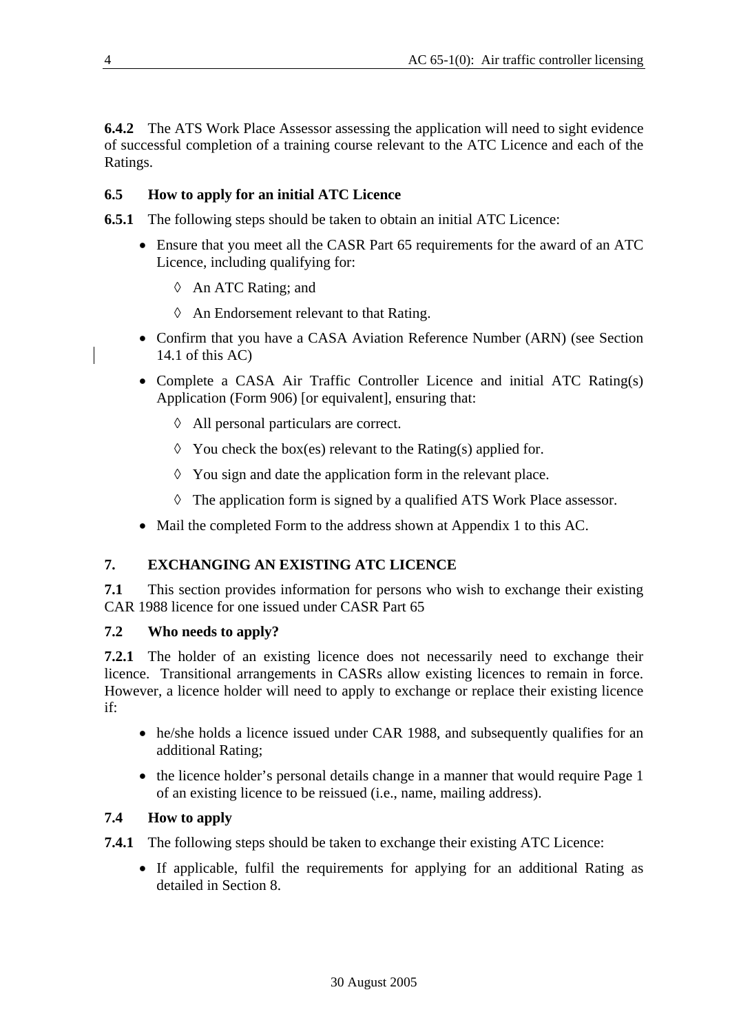**6.4.2** The ATS Work Place Assessor assessing the application will need to sight evidence of successful completion of a training course relevant to the ATC Licence and each of the Ratings.

### 6.5 How to apply for an initial ATC Licence

**6.5.1** The following steps should be taken to obtain an initial ATC Licence:

- Ensure that you meet all the CASR Part 65 requirements for the award of an ATC Licence, including qualifying for:
  - ◊ An ATC Rating; and
  - ◊ An Endorsement relevant to that Rating.
- Confirm that you have a CASA Aviation Reference Number (ARN) (see Section 14.1 of this AC)
- Complete a CASA Air Traffic Controller Licence and initial ATC Rating(s) Application (Form 906) [or equivalent], ensuring that:
  - ◊ All personal particulars are correct.
  - ◊ You check the box(es) relevant to the Rating(s) applied for.
  - ◊ You sign and date the application form in the relevant place.
  - ◊ The application form is signed by a qualified ATS Work Place assessor.
- Mail the completed Form to the address shown at Appendix 1 to this AC.

## 7. EXCHANGING AN EXISTING ATC LICENCE

**7.1** This section provides information for persons who wish to exchange their existing CAR 1988 licence for one issued under CASR Part 65

### 7.2 Who needs to apply?

**7.2.1** The holder of an existing licence does not necessarily need to exchange their licence. Transitional arrangements in CASRs allow existing licences to remain in force. However, a licence holder will need to apply to exchange or replace their existing licence if:

- he/she holds a licence issued under CAR 1988, and subsequently qualifies for an additional Rating;
- the licence holder's personal details change in a manner that would require Page 1 of an existing licence to be reissued (i.e., name, mailing address).

### 7.4 How to apply

**7.4.1** The following steps should be taken to exchange their existing ATC Licence:

- If applicable, fulfil the requirements for applying for an additional Rating as detailed in Section 8.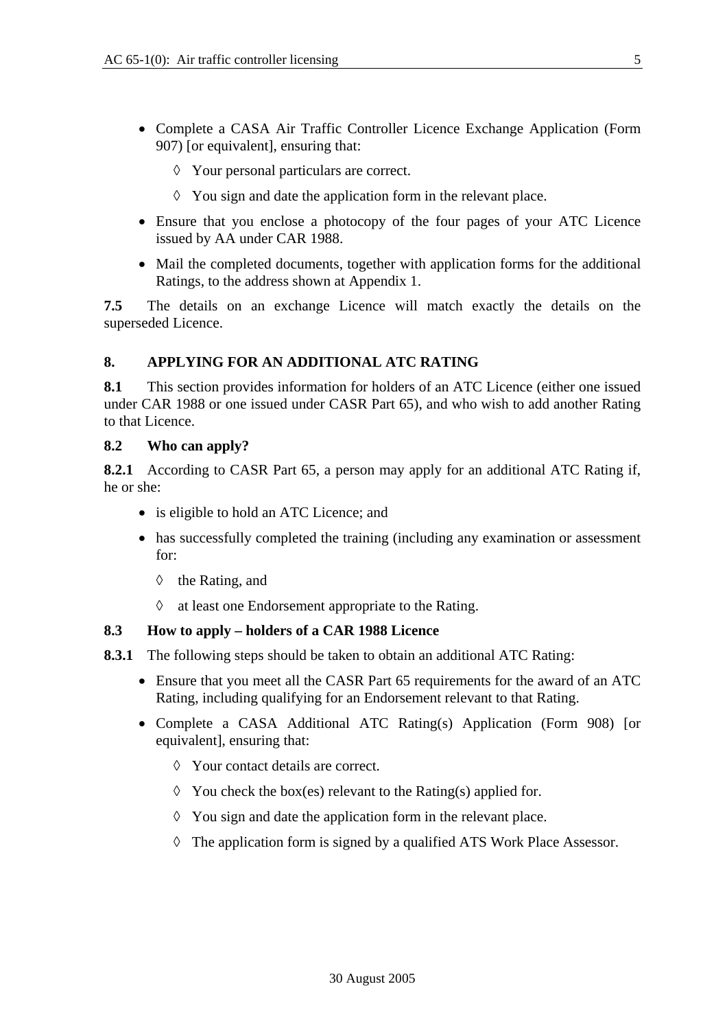- Complete a CASA Air Traffic Controller Licence Exchange Application (Form 907) [or equivalent], ensuring that:
  - ◊ Your personal particulars are correct.
  - ◊ You sign and date the application form in the relevant place.
- Ensure that you enclose a photocopy of the four pages of your ATC Licence issued by AA under CAR 1988.
- Mail the completed documents, together with application forms for the additional Ratings, to the address shown at Appendix 1.

**7.5** The details on an exchange Licence will match exactly the details on the superseded Licence.

### 8. APPLYING FOR AN ADDITIONAL ATC RATING

**8.1** This section provides information for holders of an ATC Licence (either one issued under CAR 1988 or one issued under CASR Part 65), and who wish to add another Rating to that Licence.

**8.2 Who can apply?**

**8.2.1** According to CASR Part 65, a person may apply for an additional ATC Rating if, he or she:

- is eligible to hold an ATC Licence; and
- has successfully completed the training (including any examination or assessment for:
  - ◊ the Rating, and
  - ◊ at least one Endorsement appropriate to the Rating.

**8.3 How to apply – holders of a CAR 1988 Licence**

**8.3.1** The following steps should be taken to obtain an additional ATC Rating:

- Ensure that you meet all the CASR Part 65 requirements for the award of an ATC Rating, including qualifying for an Endorsement relevant to that Rating.
- Complete a CASA Additional ATC Rating(s) Application (Form 908) [or equivalent], ensuring that:
  - ◊ Your contact details are correct.
  - ◊ You check the box(es) relevant to the Rating(s) applied for.
  - ◊ You sign and date the application form in the relevant place.
  - ◊ The application form is signed by a qualified ATS Work Place Assessor.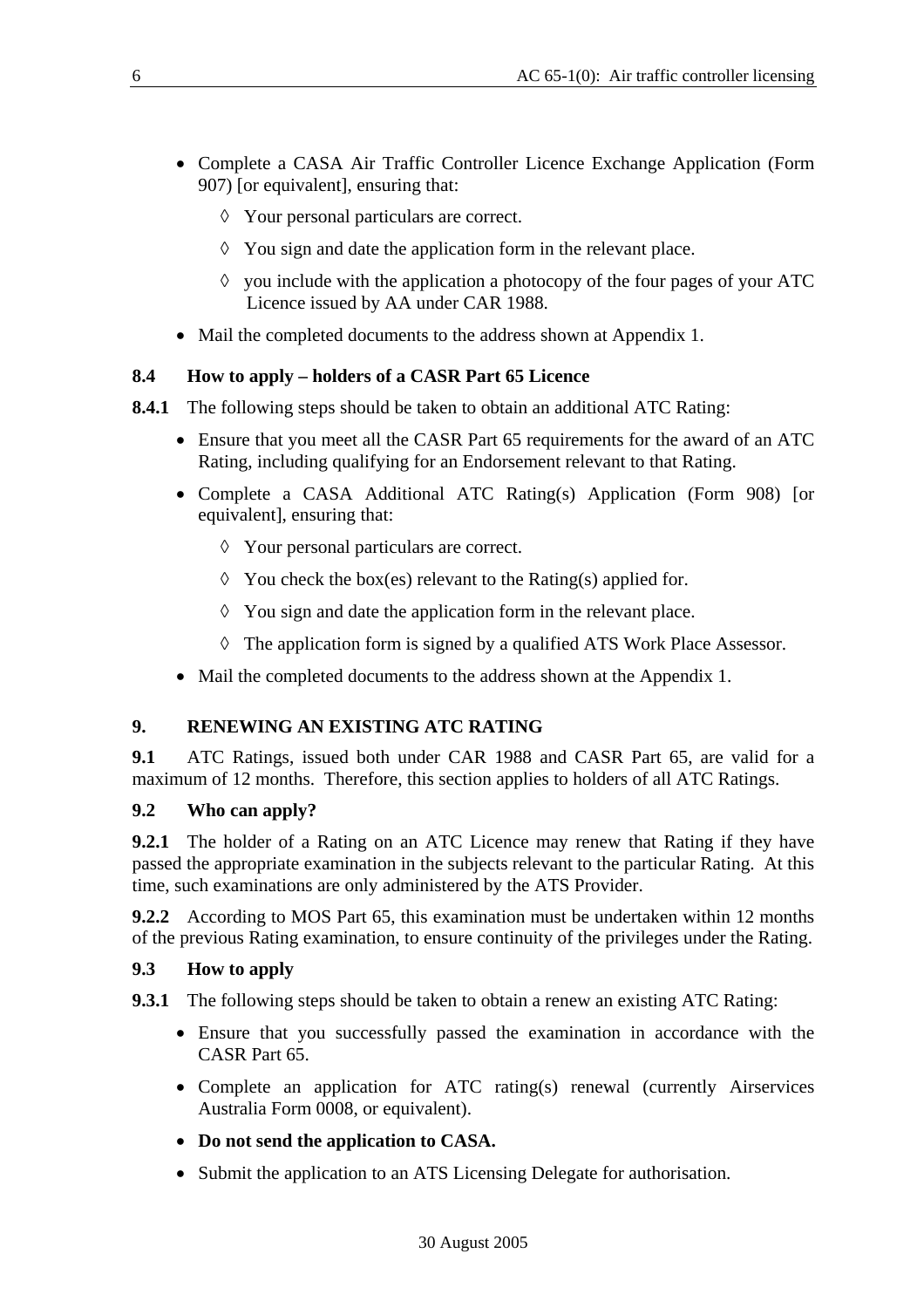- Complete a CASA Air Traffic Controller Licence Exchange Application (Form 907) [or equivalent], ensuring that:
  - ◊ Your personal particulars are correct.
  - ◊ You sign and date the application form in the relevant place.
  - ◊ you include with the application a photocopy of the four pages of your ATC Licence issued by AA under CAR 1988.
- Mail the completed documents to the address shown at Appendix 1.

### 8.4 How to apply – holders of a CASR Part 65 Licence

**8.4.1** The following steps should be taken to obtain an additional ATC Rating:

- Ensure that you meet all the CASR Part 65 requirements for the award of an ATC Rating, including qualifying for an Endorsement relevant to that Rating.
- Complete a CASA Additional ATC Rating(s) Application (Form 908) [or equivalent], ensuring that:
  - ◊ Your personal particulars are correct.
  - ◊ You check the box(es) relevant to the Rating(s) applied for.
  - ◊ You sign and date the application form in the relevant place.
  - ◊ The application form is signed by a qualified ATS Work Place Assessor.
- Mail the completed documents to the address shown at the Appendix 1.

## 9. RENEWING AN EXISTING ATC RATING

**9.1** ATC Ratings, issued both under CAR 1988 and CASR Part 65, are valid for a maximum of 12 months. Therefore, this section applies to holders of all ATC Ratings.

### 9.2 Who can apply?

**9.2.1** The holder of a Rating on an ATC Licence may renew that Rating if they have passed the appropriate examination in the subjects relevant to the particular Rating. At this time, such examinations are only administered by the ATS Provider.

**9.2.2** According to MOS Part 65, this examination must be undertaken within 12 months of the previous Rating examination, to ensure continuity of the privileges under the Rating.

### 9.3 How to apply

**9.3.1** The following steps should be taken to obtain a renew an existing ATC Rating:

- Ensure that you successfully passed the examination in accordance with the CASR Part 65.
- Complete an application for ATC rating(s) renewal (currently Airservices Australia Form 0008, or equivalent).
- **Do not send the application to CASA.**
- Submit the application to an ATS Licensing Delegate for authorisation.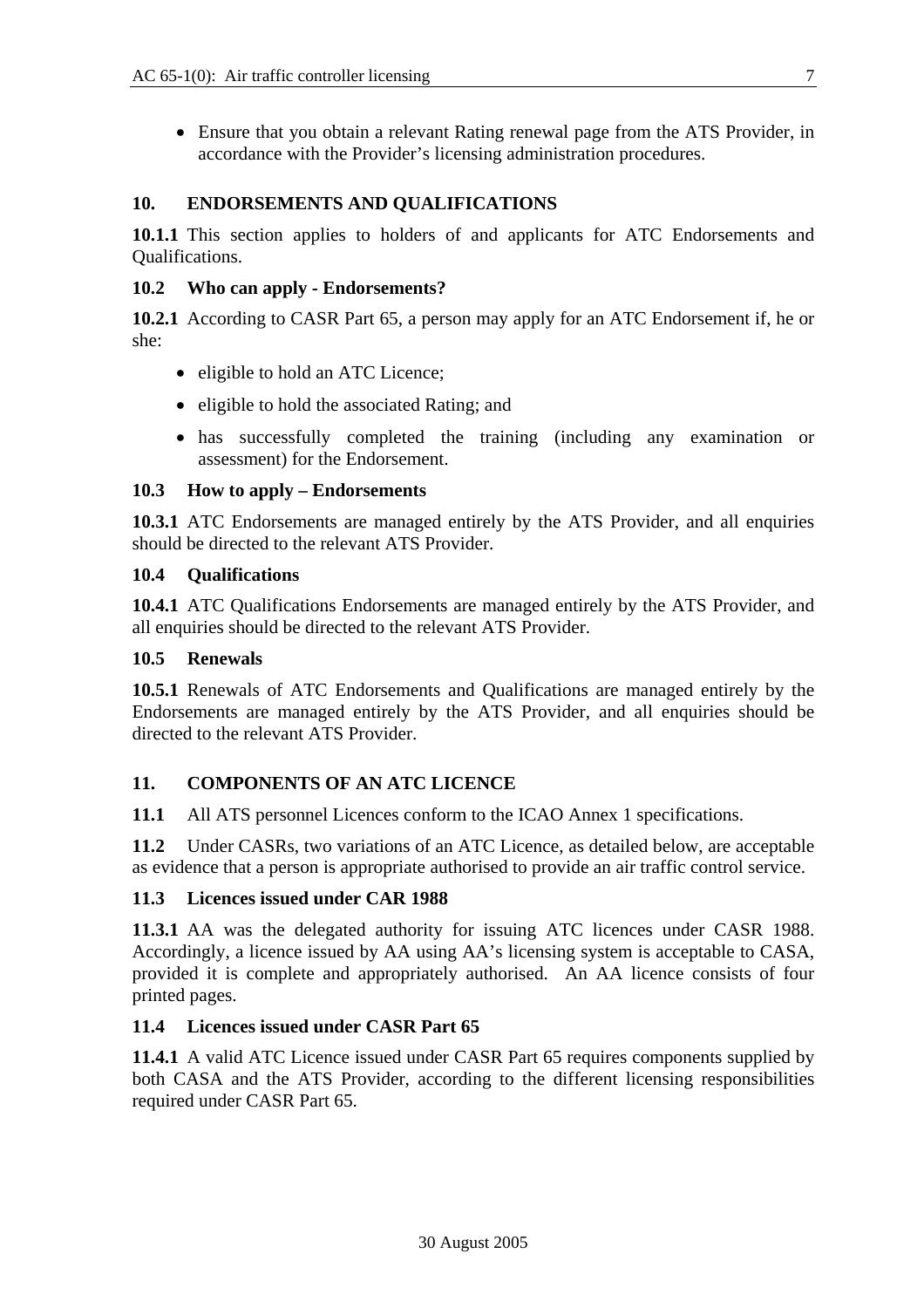- Ensure that you obtain a relevant Rating renewal page from the ATS Provider, in accordance with the Provider's licensing administration procedures.

## 10. ENDORSEMENTS AND QUALIFICATIONS

**10.1.1** This section applies to holders of and applicants for ATC Endorsements and Qualifications.

### 10.2 Who can apply - Endorsements?

**10.2.1** According to CASR Part 65, a person may apply for an ATC Endorsement if, he or she:

- eligible to hold an ATC Licence;
- eligible to hold the associated Rating; and
- has successfully completed the training (including any examination or assessment) for the Endorsement.

### 10.3 How to apply – Endorsements

**10.3.1** ATC Endorsements are managed entirely by the ATS Provider, and all enquiries should be directed to the relevant ATS Provider.

### 10.4 Qualifications

**10.4.1** ATC Qualifications Endorsements are managed entirely by the ATS Provider, and all enquiries should be directed to the relevant ATS Provider.

### 10.5 Renewals

**10.5.1** Renewals of ATC Endorsements and Qualifications are managed entirely by the Endorsements are managed entirely by the ATS Provider, and all enquiries should be directed to the relevant ATS Provider.

## 11. COMPONENTS OF AN ATC LICENCE

**11.1** All ATS personnel Licences conform to the ICAO Annex 1 specifications.

**11.2** Under CASRs, two variations of an ATC Licence, as detailed below, are acceptable as evidence that a person is appropriate authorised to provide an air traffic control service.

### 11.3 Licences issued under CAR 1988

**11.3.1** AA was the delegated authority for issuing ATC licences under CASR 1988. Accordingly, a licence issued by AA using AA's licensing system is acceptable to CASA, provided it is complete and appropriately authorised. An AA licence consists of four printed pages.

### 11.4 Licences issued under CASR Part 65

**11.4.1** A valid ATC Licence issued under CASR Part 65 requires components supplied by both CASA and the ATS Provider, according to the different licensing responsibilities required under CASR Part 65.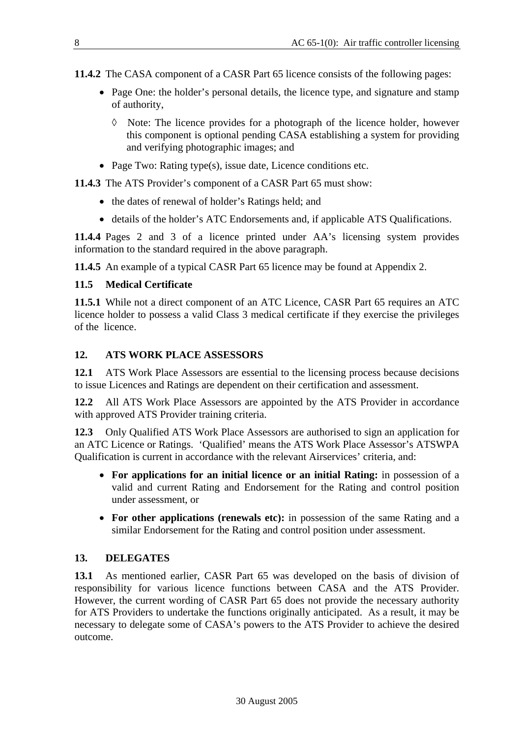**11.4.2** The CASA component of a CASR Part 65 licence consists of the following pages:

- Page One: the holder's personal details, the licence type, and signature and stamp of authority,
  - ◊ Note: The licence provides for a photograph of the licence holder, however this component is optional pending CASA establishing a system for providing and verifying photographic images; and
- Page Two: Rating type(s), issue date, Licence conditions etc.

**11.4.3** The ATS Provider's component of a CASR Part 65 must show:

- the dates of renewal of holder's Ratings held; and
- details of the holder's ATC Endorsements and, if applicable ATS Qualifications.

**11.4.4** Pages 2 and 3 of a licence printed under AA's licensing system provides information to the standard required in the above paragraph.

**11.4.5** An example of a typical CASR Part 65 licence may be found at Appendix 2.

### 11.5 Medical Certificate

**11.5.1** While not a direct component of an ATC Licence, CASR Part 65 requires an ATC licence holder to possess a valid Class 3 medical certificate if they exercise the privileges of the licence.

## 12. ATS WORK PLACE ASSESSORS

**12.1** ATS Work Place Assessors are essential to the licensing process because decisions to issue Licences and Ratings are dependent on their certification and assessment.

**12.2** All ATS Work Place Assessors are appointed by the ATS Provider in accordance with approved ATS Provider training criteria.

**12.3** Only Qualified ATS Work Place Assessors are authorised to sign an application for an ATC Licence or Ratings. 'Qualified' means the ATS Work Place Assessor's ATSWPA Qualification is current in accordance with the relevant Airservices' criteria, and:

- **For applications for an initial licence or an initial Rating:** in possession of a valid and current Rating and Endorsement for the Rating and control position under assessment, or
- **For other applications (renewals etc):** in possession of the same Rating and a similar Endorsement for the Rating and control position under assessment.

## 13. DELEGATES

**13.1** As mentioned earlier, CASR Part 65 was developed on the basis of division of responsibility for various licence functions between CASA and the ATS Provider. However, the current wording of CASR Part 65 does not provide the necessary authority for ATS Providers to undertake the functions originally anticipated. As a result, it may be necessary to delegate some of CASA's powers to the ATS Provider to achieve the desired outcome.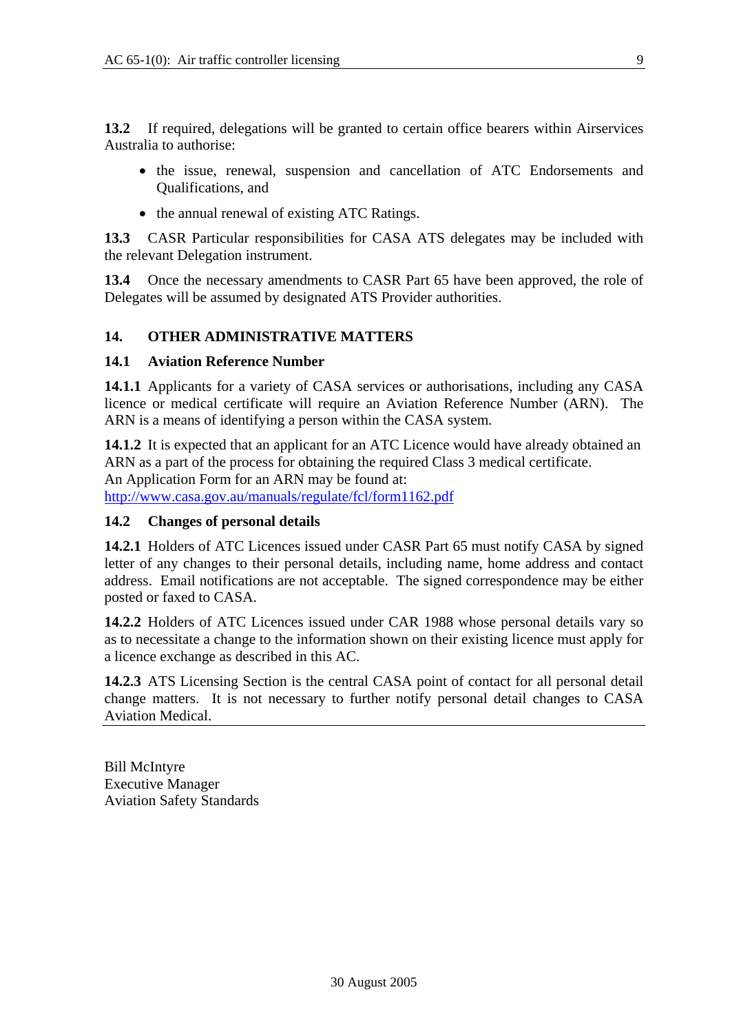**13.2** If required, delegations will be granted to certain office bearers within Airservices Australia to authorise:

- the issue, renewal, suspension and cancellation of ATC Endorsements and Qualifications, and
- the annual renewal of existing ATC Ratings.

**13.3** CASR Particular responsibilities for CASA ATS delegates may be included with the relevant Delegation instrument.

**13.4** Once the necessary amendments to CASR Part 65 have been approved, the role of Delegates will be assumed by designated ATS Provider authorities.

## 14. OTHER ADMINISTRATIVE MATTERS

### 14.1 Aviation Reference Number

**14.1.1** Applicants for a variety of CASA services or authorisations, including any CASA licence or medical certificate will require an Aviation Reference Number (ARN). The ARN is a means of identifying a person within the CASA system.

**14.1.2** It is expected that an applicant for an ATC Licence would have already obtained an ARN as a part of the process for obtaining the required Class 3 medical certificate.
An Application Form for an ARN may be found at:
[http://www.casa.gov.au/manuals/regulate/fcl/form1162.pdf](http://www.casa.gov.au/manuals/regulate/fcl/form1162.pdf)

### 14.2 Changes of personal details

**14.2.1** Holders of ATC Licences issued under CASR Part 65 must notify CASA by signed letter of any changes to their personal details, including name, home address and contact address. Email notifications are not acceptable. The signed correspondence may be either posted or faxed to CASA.

**14.2.2** Holders of ATC Licences issued under CAR 1988 whose personal details vary so as to necessitate a change to the information shown on their existing licence must apply for a licence exchange as described in this AC.

**14.2.3** ATS Licensing Section is the central CASA point of contact for all personal detail change matters. It is not necessary to further notify personal detail changes to CASA Aviation Medical.

---

Bill McIntyre
Executive Manager
Aviation Safety Standards

30 August 2005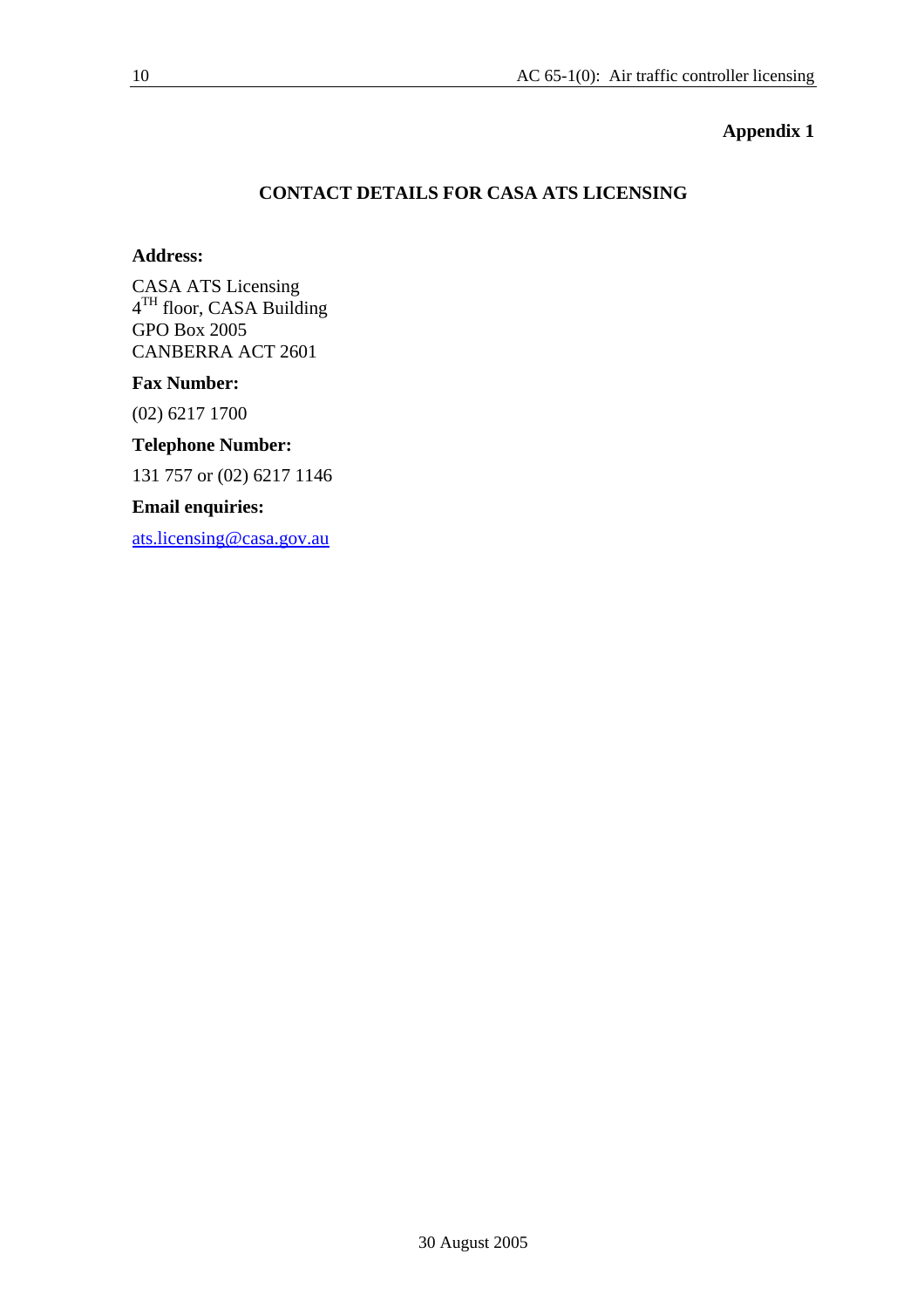**Appendix 1**

## CONTACT DETAILS FOR CASA ATS LICENSING

**Address:**

CASA ATS Licensing
4TH floor, CASA Building
GPO Box 2005
CANBERRA ACT 2601

**Fax Number:**

(02) 6217 1700

**Telephone Number:**

131 757 or (02) 6217 1146

**Email enquiries:**

ats.licensing@casa.gov.au

30 August 2005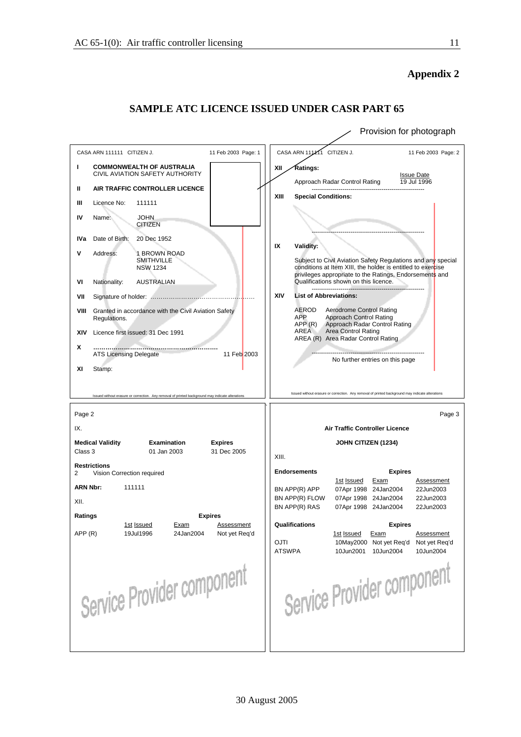# Appendix 2

## SAMPLE ATC LICENCE ISSUED UNDER CASR PART 65

Provision for photograph

CASA ARN 111111 CITIZEN J. 11 Feb 2003 Page: 1

**I** **COMMONWEALTH OF AUSTRALIA**
CIVIL AVIATION SAFETY AUTHORITY

**II** **AIR TRAFFIC CONTROLLER LICENCE**

**III** Licence No: 111111

**IV** Name: JOHN CITIZEN

**IVa** Date of Birth: 20 Dec 1952

**V** Address: 1 BROWN ROAD
SMITHVILLE
NSW 1234

**VI** Nationality: AUSTRALIAN

**VII** Signature of holder: ……………………………………………

**VIII** Granted in accordance with the Civil Aviation Safety Regulations.

**XIV** Licence first issued: 31 Dec 1991

**X** ……………………………………………………
ATS Licensing Delegate 11 Feb 2003

**XI** Stamp:

Issued without erasure or correction. Any removal of printed background may indicate alterations

CASA ARN 111111 CITIZEN J. 11 Feb 2003 Page: 2

**XII** **Ratings:**

| | Issue Date |
|---|---|
| Approach Radar Control Rating | 19 Jul 1996 |

**XIII** **Special Conditions:**

**IX** **Validity:**

Subject to Civil Aviation Safety Regulations and any special conditions at Item XIII, the holder is entitled to exercise privileges appropriate to the Ratings, Endorsements and Qualifications shown on this licence.

**XIV** **List of Abbreviations:**

| | |
|---|---|
| AEROD | Aerodrome Control Rating |
| APP | Approach Control Rating |
| APP (R) | Approach Radar Control Rating |
| AREA | Area Control Rating |
| AREA (R) | Area Radar Control Rating |

No further entries on this page

Issued without erasure or correction. Any removal of printed background may indicate alterations

Page 2

IX.

| **Medical Validity** | **Examination** | **Expires** |
|---|---|---|
| Class 3 | 01 Jan 2003 | 31 Dec 2005 |

**Restrictions**
2 Vision Correction required

**ARN Nbr:** 111111

XII.

| **Ratings** | 1st Issued | Exam | Assessment |
|---|---|---|---|
| | | **Expires** | |
| APP (R) | 19Jul1996 | 24Jan2004 | Not yet Req'd |

Service Provider component

Page 3

**Air Traffic Controller Licence**

**JOHN CITIZEN (1234)**

XIII.

| **Endorsements** | 1st Issued | Exam | Assessment |
|---|---|---|---|
| | | **Expires** | |
| BN APP(R) APP | 07Apr 1998 | 24Jan2004 | 22Jun2003 |
| BN APP(R) FLOW | 07Apr 1998 | 24Jan2004 | 22Jun2003 |
| BN APP(R) RAS | 07Apr 1998 | 24Jan2004 | 22Jun2003 |

| **Qualifications** | 1st Issued | Exam | Assessment |
|---|---|---|---|
| | | **Expires** | |
| OJTI | 10May2000 | Not yet Req'd | Not yet Req'd |
| ATSWPA | 10Jun2001 | 10Jun2004 | 10Jun2004 |

Service Provider component